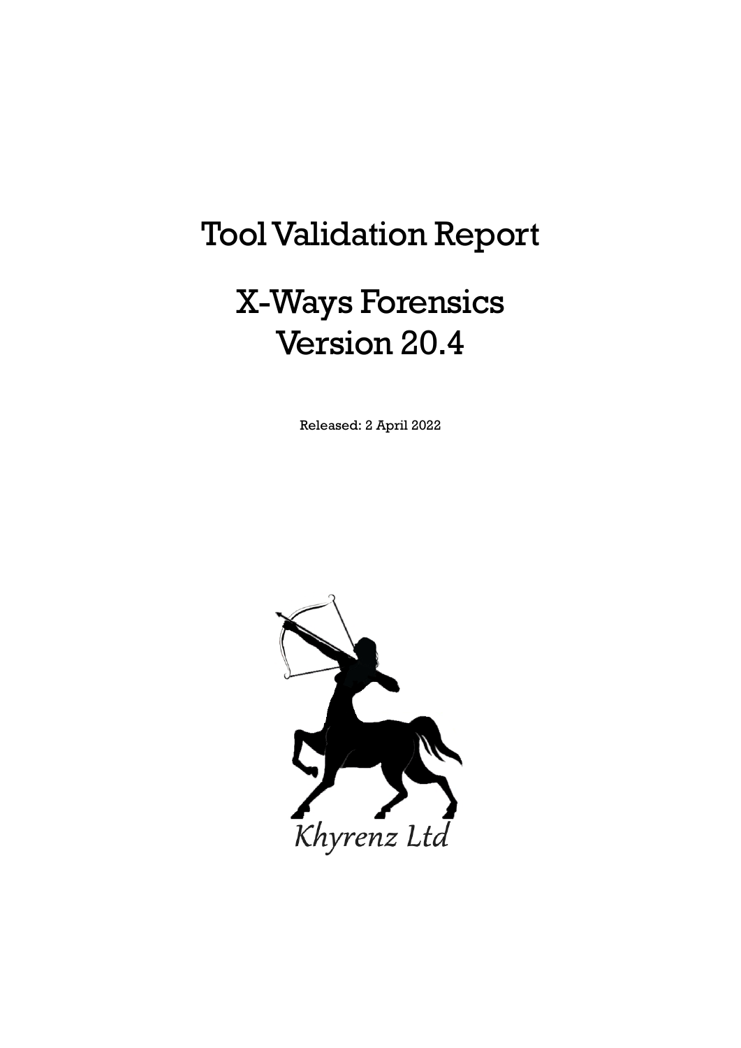# Tool Validation Report

# X-Ways Forensics Version 20.4

Released: 2 April 2022

Khyrenz Ltd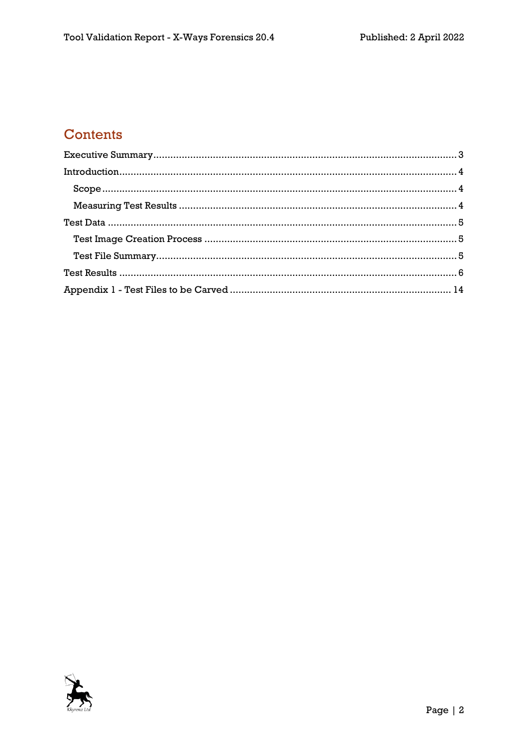# Contents

Executive Summary .......... 3

Introduction .......... 4

- Scope .......... 4
- Measuring Test Results .......... 4

Test Data .......... 5

- Test Image Creation Process .......... 5
- Test File Summary .......... 5

Test Results .......... 6

Appendix 1 - Test Files to be Carved .......... 14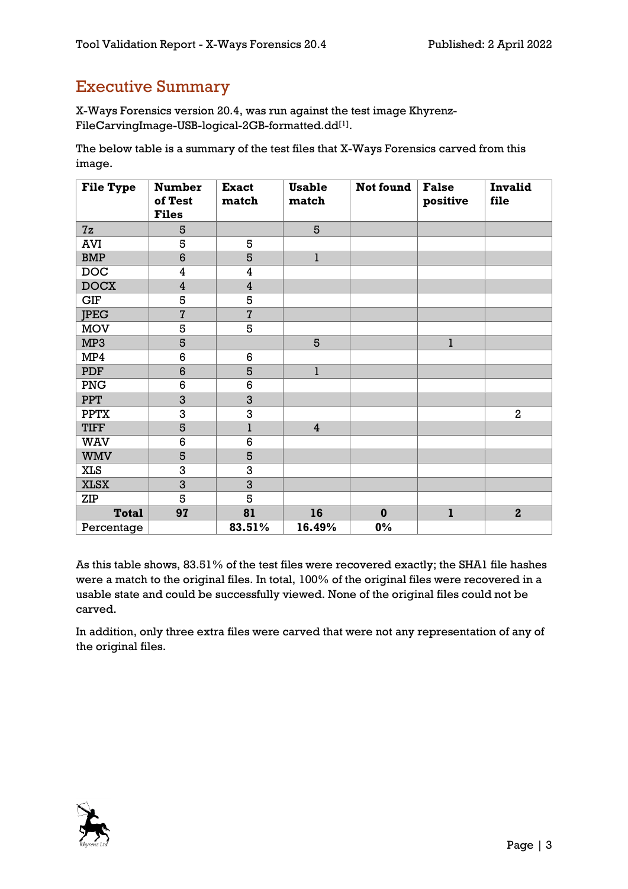## Executive Summary

X-Ways Forensics version 20.4, was run against the test image Khyrenz-FileCarvingImage-USB-logical-2GB-formatted.dd[1].

The below table is a summary of the test files that X-Ways Forensics carved from this image.

| File Type | Number of Test Files | Exact match | Usable match | Not found | False positive | Invalid file |
|---|---|---|---|---|---|---|
| 7z | 5 | | 5 | | | |
| AVI | 5 | 5 | | | | |
| BMP | 6 | 5 | 1 | | | |
| DOC | 4 | 4 | | | | |
| DOCX | 4 | 4 | | | | |
| GIF | 5 | 5 | | | | |
| JPEG | 7 | 7 | | | | |
| MOV | 5 | 5 | | | | |
| MP3 | 5 | | 5 | | 1 | |
| MP4 | 6 | 6 | | | | |
| PDF | 6 | 5 | 1 | | | |
| PNG | 6 | 6 | | | | |
| PPT | 3 | 3 | | | | |
| PPTX | 3 | 3 | | | | 2 |
| TIFF | 5 | 1 | 4 | | | |
| WAV | 6 | 6 | | | | |
| WMV | 5 | 5 | | | | |
| XLS | 3 | 3 | | | | |
| XLSX | 3 | 3 | | | | |
| ZIP | 5 | 5 | | | | |
| **Total** | **97** | **81** | **16** | **0** | **1** | **2** |
| Percentage | | **83.51%** | **16.49%** | **0%** | | |

As this table shows, 83.51% of the test files were recovered exactly; the SHA1 file hashes were a match to the original files. In total, 100% of the original files were recovered in a usable state and could be successfully viewed. None of the original files could not be carved.

In addition, only three extra files were carved that were not any representation of any of the original files.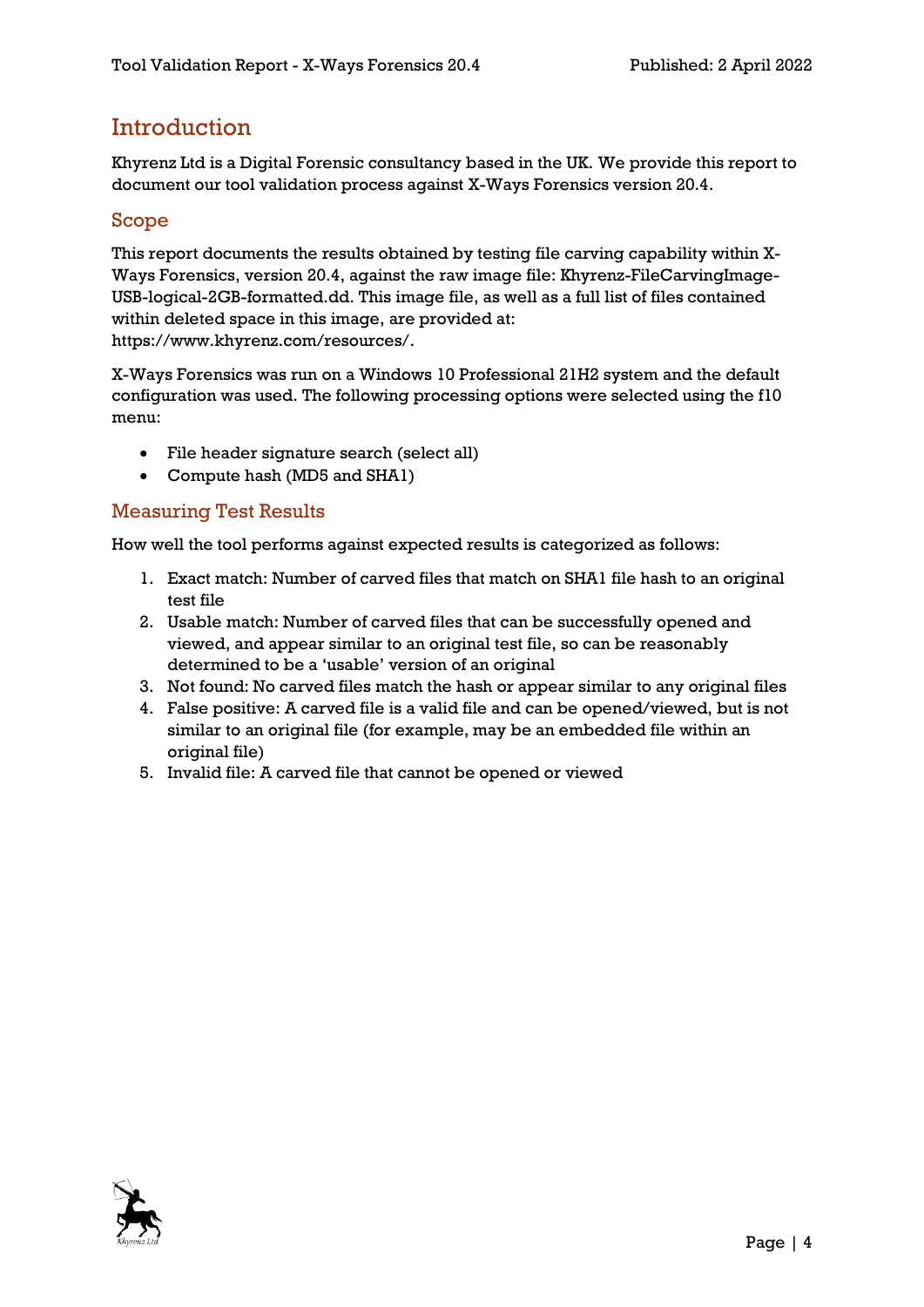# Introduction

Khyrenz Ltd is a Digital Forensic consultancy based in the UK. We provide this report to document our tool validation process against X-Ways Forensics version 20.4.

## Scope

This report documents the results obtained by testing file carving capability within X-Ways Forensics, version 20.4, against the raw image file: Khyrenz-FileCarvingImage-USB-logical-2GB-formatted.dd. This image file, as well as a full list of files contained within deleted space in this image, are provided at: https://www.khyrenz.com/resources/.

X-Ways Forensics was run on a Windows 10 Professional 21H2 system and the default configuration was used. The following processing options were selected using the f10 menu:

- File header signature search (select all)
- Compute hash (MD5 and SHA1)

## Measuring Test Results

How well the tool performs against expected results is categorized as follows:

1. Exact match: Number of carved files that match on SHA1 file hash to an original test file
2. Usable match: Number of carved files that can be successfully opened and viewed, and appear similar to an original test file, so can be reasonably determined to be a 'usable' version of an original
3. Not found: No carved files match the hash or appear similar to any original files
4. False positive: A carved file is a valid file and can be opened/viewed, but is not similar to an original file (for example, may be an embedded file within an original file)
5. Invalid file: A carved file that cannot be opened or viewed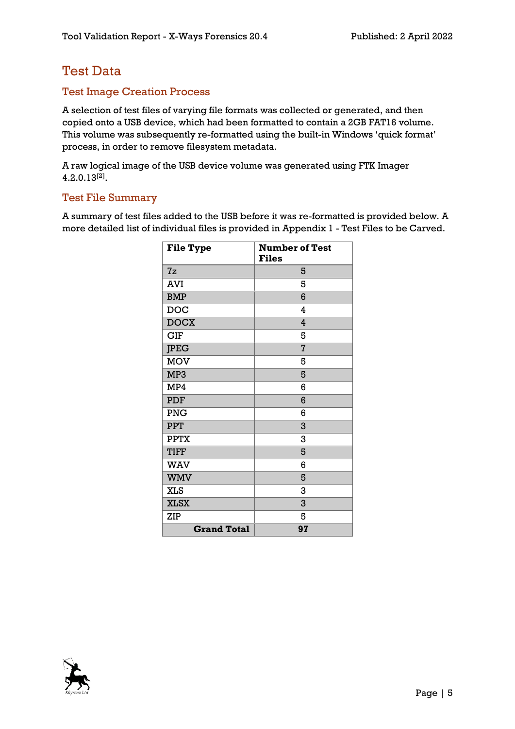# Test Data

## Test Image Creation Process

A selection of test files of varying file formats was collected or generated, and then copied onto a USB device, which had been formatted to contain a 2GB FAT16 volume. This volume was subsequently re-formatted using the built-in Windows ‘quick format’ process, in order to remove filesystem metadata.

A raw logical image of the USB device volume was generated using FTK Imager 4.2.0.13[2].

## Test File Summary

A summary of test files added to the USB before it was re-formatted is provided below. A more detailed list of individual files is provided in Appendix 1 - Test Files to be Carved.

| File Type | Number of Test Files |
|---|---|
| 7z | 5 |
| AVI | 5 |
| BMP | 6 |
| DOC | 4 |
| DOCX | 4 |
| GIF | 5 |
| JPEG | 7 |
| MOV | 5 |
| MP3 | 5 |
| MP4 | 6 |
| PDF | 6 |
| PNG | 6 |
| PPT | 3 |
| PPTX | 3 |
| TIFF | 5 |
| WAV | 6 |
| WMV | 5 |
| XLS | 3 |
| XLSX | 3 |
| ZIP | 5 |
| **Grand Total** | **97** |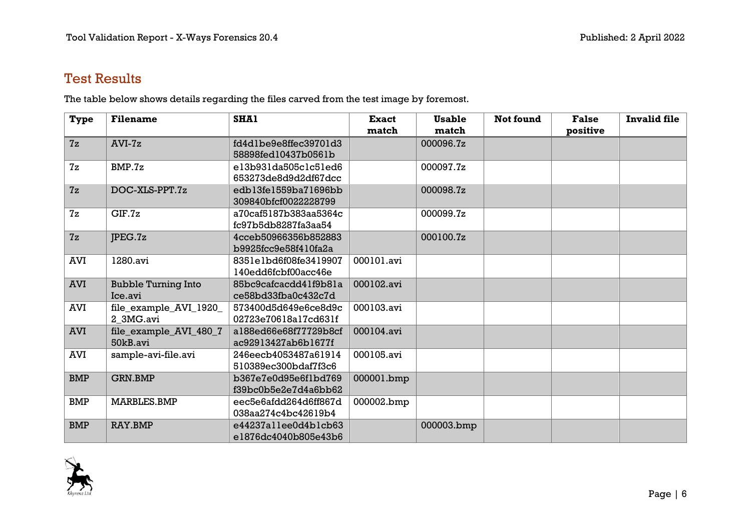## Test Results

The table below shows details regarding the files carved from the test image by foremost.

| Type | Filename | SHA1 | Exact match | Usable match | Not found | False positive | Invalid file |
|---|---|---|---|---|---|---|---|
| 7z | AVI-7z | fd4d1be9e8ffec39701d358898fed10437b0561b | | 000096.7z | | | |
| 7z | BMP.7z | e13b931da505c1c51ed6653273de8d9d2df67dcc | | 000097.7z | | | |
| 7z | DOC-XLS-PPT.7z | edb13fe1559ba71696bb309840bfcf0022228799 | | 000098.7z | | | |
| 7z | GIF.7z | a70caf5187b383aa5364cfc97b5db8287fa3aa54 | | 000099.7z | | | |
| 7z | JPEG.7z | 4cceb50966356b852883b9925fcc9e58f410fa2a | | 000100.7z | | | |
| AVI | 1280.avi | 8351e1bd6f08fe3419907140edd6fcbf00acc46e | 000101.avi | | | | |
| AVI | Bubble Turning Into Ice.avi | 85bc9cafcacdd41f9b81ace58bd33fba0c432c7d | 000102.avi | | | | |
| AVI | file_example_AVI_1920_2_3MG.avi | 573400d5d649e6ce8d9c02723e70618a17cd631f | 000103.avi | | | | |
| AVI | file_example_AVI_480_750kB.avi | a188ed66e68f77729b8cfac92913427ab6b1677f | 000104.avi | | | | |
| AVI | sample-avi-file.avi | 246eecb4053487a61914510389ec300bdaf7f3c6 | 000105.avi | | | | |
| BMP | GRN.BMP | b367e7e0d95e6f1bd769f39bc0b5e2e7d4a6bb62 | 000001.bmp | | | | |
| BMP | MARBLES.BMP | eec5e6afdd264d6ff867d038aa274c4bc42619b4 | 000002.bmp | | | | |
| BMP | RAY.BMP | e44237a11ee0d4b1cb63e1876dc4040b805e43b6 | | 000003.bmp | | | |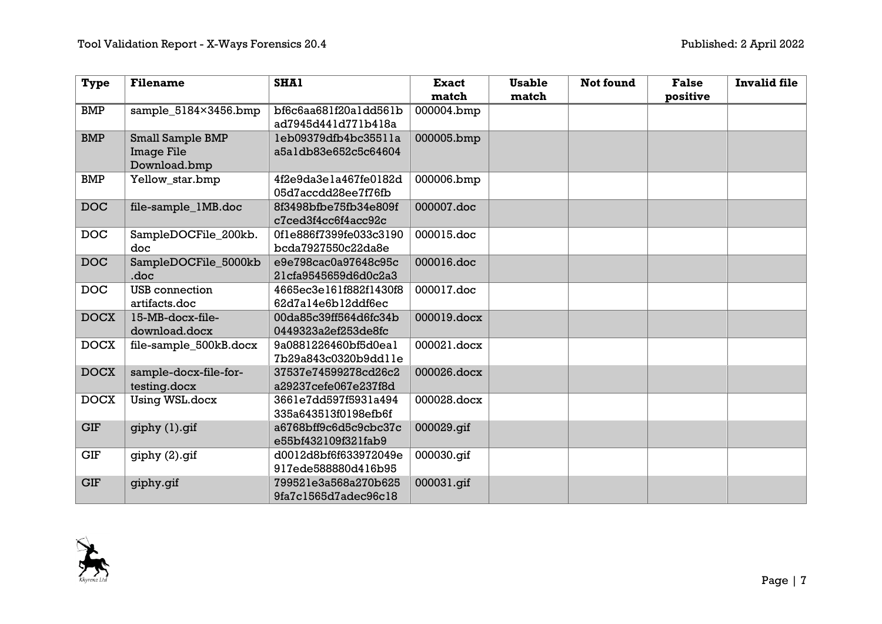| Type | Filename | SHA1 | Exact match | Usable match | Not found | False positive | Invalid file |
|---|---|---|---|---|---|---|---|
| BMP | sample_5184×3456.bmp | bf6c6aa681f20a1dd561bad7945d441d771b418a | 000004.bmp | | | | |
| BMP | Small Sample BMP Image File Download.bmp | 1eb09379dfb4bc35511aa5a1db83e652c5c64604 | 000005.bmp | | | | |
| BMP | Yellow_star.bmp | 4f2e9da3e1a467fe0182d05d7accdd28ee7f76fb | 000006.bmp | | | | |
| DOC | file-sample_1MB.doc | 8f3498bfbe75fb34e809fc7ced3f4cc6f4acc92c | 000007.doc | | | | |
| DOC | SampleDOCFile_200kb.doc | 0f1e886f7399fe033c3190bcda7927550c22da8e | 000015.doc | | | | |
| DOC | SampleDOCFile_5000kb.doc | e9e798cac0a97648c95c21cfa9545659d6d0c2a3 | 000016.doc | | | | |
| DOC | USB connection artifacts.doc | 4665ec3e161f882f1430f862d7a14e6b12ddf6ec | 000017.doc | | | | |
| DOCX | 15-MB-docx-file-download.docx | 00da85c39ff564d6fc34b0449323a2ef253de8fc | 000019.docx | | | | |
| DOCX | file-sample_500kB.docx | 9a0881226460bf5d0ea17b29a843c0320b9dd11e | 000021.docx | | | | |
| DOCX | sample-docx-file-for-testing.docx | 37537e74599278cd26c2a29237cefe067e237f8d | 000026.docx | | | | |
| DOCX | Using WSL.docx | 3661e7dd597f5931a494335a643513f0198efb6f | 000028.docx | | | | |
| GIF | giphy (1).gif | a6768bff9c6d5c9cbc37ce55bf432109f321fab9 | 000029.gif | | | | |
| GIF | giphy (2).gif | d0012d8bf6f633972049e917ede588880d416b95 | 000030.gif | | | | |
| GIF | giphy.gif | 799521e3a568a270b6259fa7c1565d7adec96c18 | 000031.gif | | | | |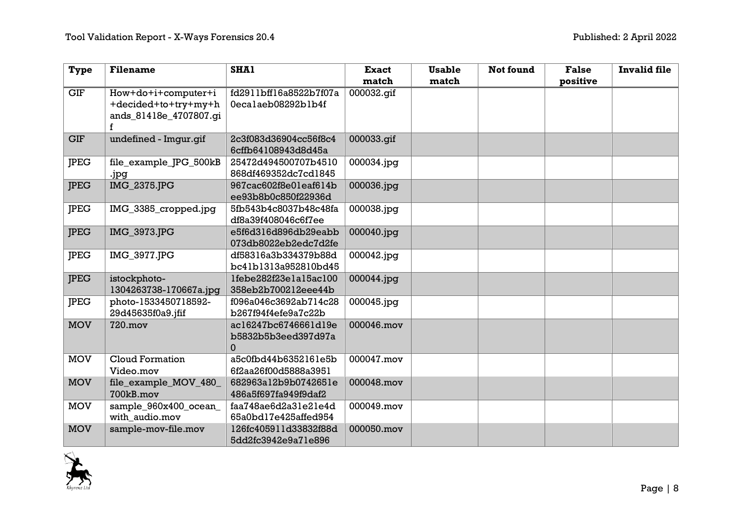| Type | Filename | SHA1 | Exact match | Usable match | Not found | False positive | Invalid file |
|---|---|---|---|---|---|---|---|
| GIF | How+do+i+computer+i+decided+to+try+my+hands_81418e_4707807.gif | fd2911bff16a8522b7f07a0eca1aeb08292b1b4f | 000032.gif | | | | |
| GIF | undefined - Imgur.gif | 2c3f083d36904cc56f8c46cffb64108943d8d45a | 000033.gif | | | | |
| JPEG | file_example_JPG_500kB.jpg | 25472d494500707b4510868df469352dc7cd1845 | 000034.jpg | | | | |
| JPEG | IMG_2375.JPG | 967cac602f8e01eaf614bee93b8b0c850f22936d | 000036.jpg | | | | |
| JPEG | IMG_3385_cropped.jpg | 5fb543b4c8037b48c48fadf8a39f408046c6f7ee | 000038.jpg | | | | |
| JPEG | IMG_3973.JPG | e5f6d316d896db29eabb073db8022eb2edc7d2fe | 000040.jpg | | | | |
| JPEG | IMG_3977.JPG | df58316a3b334379b88dbc41b1313a952810bd45 | 000042.jpg | | | | |
| JPEG | istockphoto-1304263738-170667a.jpg | 1febe282f23e1a15ac100358eb2b700212eee44b | 000044.jpg | | | | |
| JPEG | photo-1533450718592-29d45635f0a9.jfif | f096a046c3692ab714c28b267f94f4efe9a7c22b | 000045.jpg | | | | |
| MOV | 720.mov | ac16247bc6746661d19eb5832b5b3eed397d97a0 | 000046.mov | | | | |
| MOV | Cloud Formation Video.mov | a5c0fbd44b6352161e5b6f2aa26f00d5888a3951 | 000047.mov | | | | |
| MOV | file_example_MOV_480_700kB.mov | 682963a12b9b0742651e486a5f697fa949f9daf2 | 000048.mov | | | | |
| MOV | sample_960x400_ocean_with_audio.mov | faa748ae6d2a31e21e4d65a0bd17e425affed954 | 000049.mov | | | | |
| MOV | sample-mov-file.mov | 126fc405911d33832f88d5dd2fc3942e9a71e896 | 000050.mov | | | | |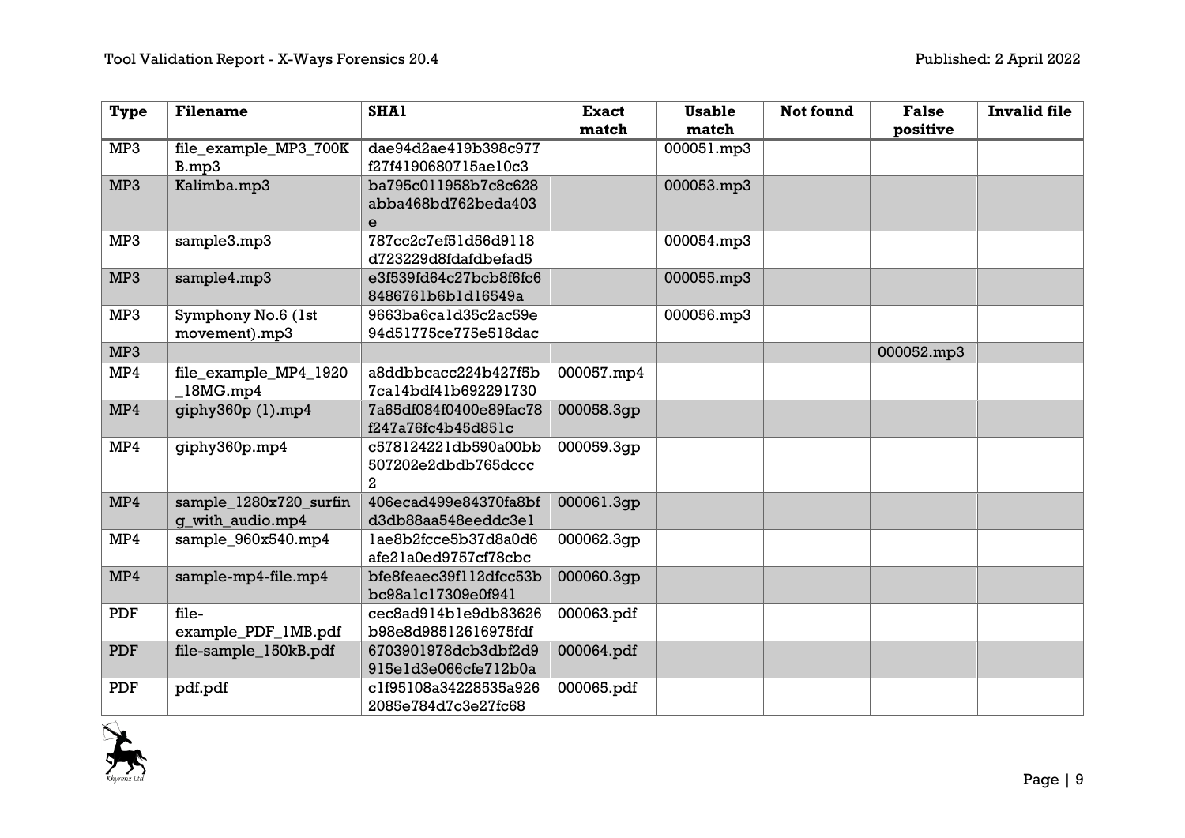| Type | Filename | SHA1 | Exact match | Usable match | Not found | False positive | Invalid file |
|---|---|---|---|---|---|---|---|
| MP3 | file_example_MP3_700KB.mp3 | dae94d2ae419b398c977f27f4190680715ae10c3 | | 000051.mp3 | | | |
| MP3 | Kalimba.mp3 | ba795c011958b7c8c628abba468bd762beda403e | | 000053.mp3 | | | |
| MP3 | sample3.mp3 | 787cc2c7ef51d56d9118d723229d8fdafdbefad5 | | 000054.mp3 | | | |
| MP3 | sample4.mp3 | e3f539fd64c27bcb8f6fc68486761b6b1d16549a | | 000055.mp3 | | | |
| MP3 | Symphony No.6 (1st movement).mp3 | 9663ba6ca1d35c2ac59e94d51775ce775e518dac | | 000056.mp3 | | | |
| MP3 | | | | | | 000052.mp3 | |
| MP4 | file_example_MP4_1920_18MG.mp4 | a8ddbbcacc224b427f5b7ca14bdf41b692291730 | 000057.mp4 | | | | |
| MP4 | giphy360p (1).mp4 | 7a65df084f0400e89fac78f247a76fc4b45d851c | 000058.3gp | | | | |
| MP4 | giphy360p.mp4 | c578124221db590a00bb507202e2dbdb765dccc2 | 000059.3gp | | | | |
| MP4 | sample_1280x720_surfing_with_audio.mp4 | 406ecad499e84370fa8bfd3db88aa548eeddc3e1 | 000061.3gp | | | | |
| MP4 | sample_960x540.mp4 | 1ae8b2fcce5b37d8a0d6afe21a0ed9757cf78cbc | 000062.3gp | | | | |
| MP4 | sample-mp4-file.mp4 | bfe8feaec39f112dfcc53bbc98a1c17309e0f941 | 000060.3gp | | | | |
| PDF | file-example_PDF_1MB.pdf | cec8ad914b1e9db83626b98e8d98512616975fdf | 000063.pdf | | | | |
| PDF | file-sample_150kB.pdf | 6703901978dcb3dbf2d9915e1d3e066cfe712b0a | 000064.pdf | | | | |
| PDF | pdf.pdf | c1f95108a34228535a9262085e784d7c3e27fc68 | 000065.pdf | | | | |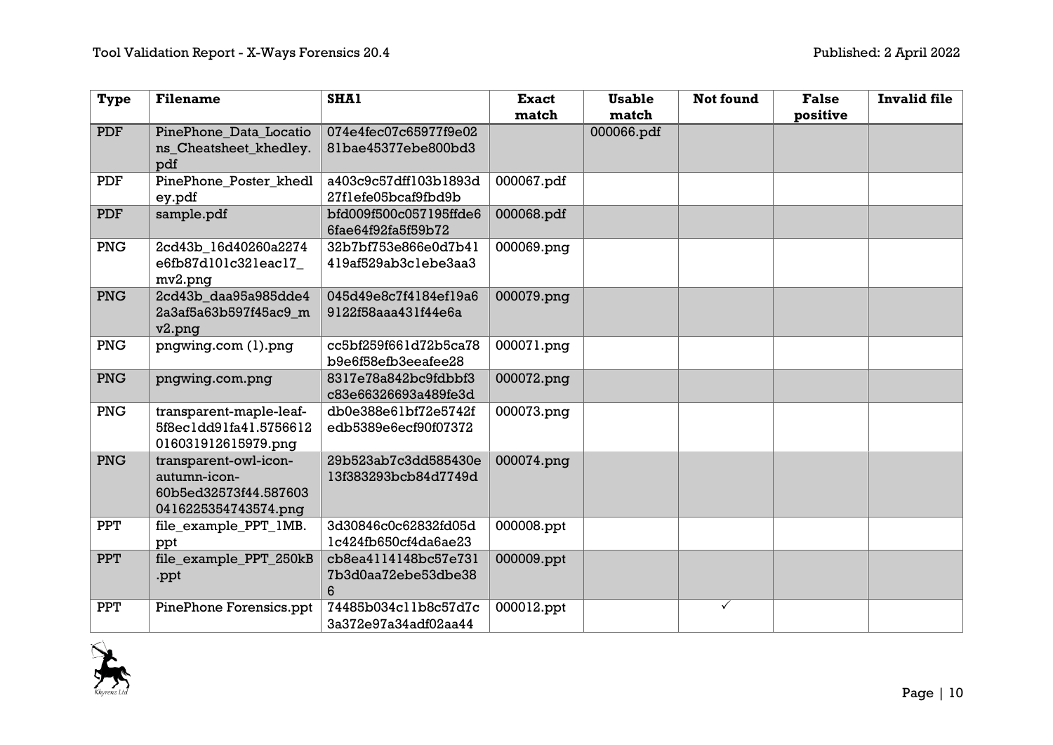| Type | Filename | SHA1 | Exact match | Usable match | Not found | False positive | Invalid file |
|---|---|---|---|---|---|---|---|
| PDF | PinePhone_Data_Locations_Cheatsheet_khedley.pdf | 074e4fec07c65977f9e0281bae45377ebe800bd3 | | 000066.pdf | | | |
| PDF | PinePhone_Poster_khedley.pdf | a403c9c57dff103b1893d27f1efe05bcaf9fbd9b | 000067.pdf | | | | |
| PDF | sample.pdf | bfd009f500c057195ffde66fae64f92fa5f59b72 | 000068.pdf | | | | |
| PNG | 2cd43b_16d40260a2274e6fb87d101c321eac17_mv2.png | 32b7bf753e866e0d7b41419af529ab3c1ebe3aa3 | 000069.png | | | | |
| PNG | 2cd43b_daa95a985dde42a3af5a63b597f45ac9_mv2.png | 045d49e8c7f4184ef19a69122f58aaa431f44e6a | 000079.png | | | | |
| PNG | pngwing.com (1).png | cc5bf259f661d72b5ca78b9e6f58efb3eeafee28 | 000071.png | | | | |
| PNG | pngwing.com.png | 8317e78a842bc9fdbbf3c83e66326693a489fe3d | 000072.png | | | | |
| PNG | transparent-maple-leaf-5f8ec1dd91fa41.5756612016031912615979.png | db0e388e61bf72e5742fedb5389e6ecf90f07372 | 000073.png | | | | |
| PNG | transparent-owl-icon-autumn-icon-60b5ed32573f44.5876030416225354743574.png | 29b523ab7c3dd585430e13f383293bcb84d7749d | 000074.png | | | | |
| PPT | file_example_PPT_1MB.ppt | 3d30846c0c62832fd05d1c424fb650cf4da6ae23 | 000008.ppt | | | | |
| PPT | file_example_PPT_250kB.ppt | cb8ea4114148bc57e7317b3d0aa72ebe53dbe386 | 000009.ppt | | | | |
| PPT | PinePhone Forensics.ppt | 74485b034c11b8c57d7c3a372e97a34adf02aa44 | 000012.ppt | | ✓ | | |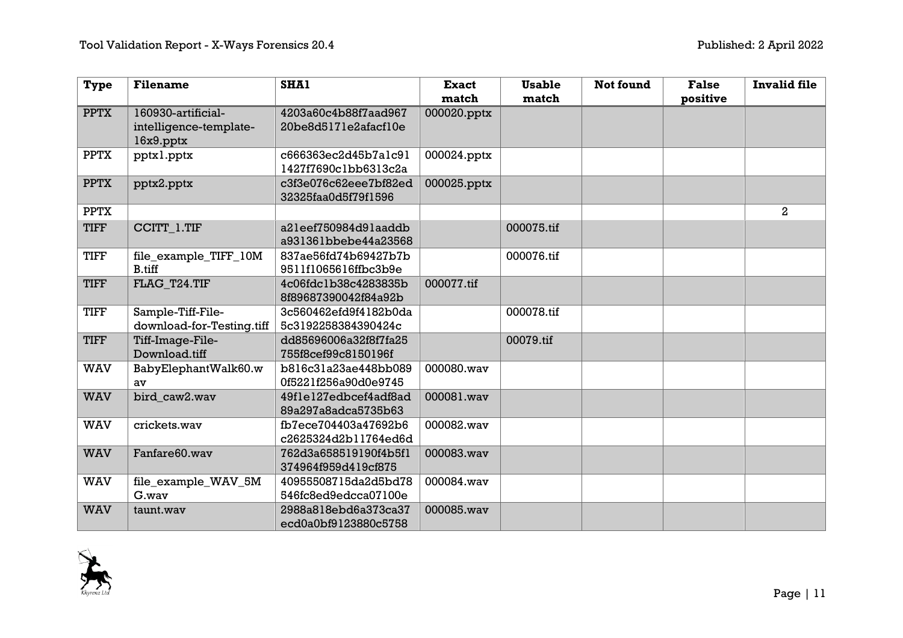| Type | Filename | SHA1 | Exact match | Usable match | Not found | False positive | Invalid file |
|---|---|---|---|---|---|---|---|
| PPTX | 160930-artificial-intelligence-template-16x9.pptx | 4203a60c4b88f7aad967 20be8d5171e2afacf10e | 000020.pptx | | | | |
| PPTX | pptx1.pptx | c666363ec2d45b7a1c91 1427f7690c1bb6313c2a | 000024.pptx | | | | |
| PPTX | pptx2.pptx | c3f3e076c62eee7bf82ed 32325faa0d5f79f1596 | 000025.pptx | | | | |
| PPTX | | | | | | | 2 |
| TIFF | CCITT_1.TIF | a21eef750984d91aaddb a931361bbebe44a23568 | | 000075.tif | | | |
| TIFF | file_example_TIFF_10MB.tiff | 837ae56fd74b69427b7b 9511f1065616ffbc3b9e | | 000076.tif | | | |
| TIFF | FLAG_T24.TIF | 4c06fdc1b38c4283835b 8f89687390042f84a92b | 000077.tif | | | | |
| TIFF | Sample-Tiff-File-download-for-Testing.tiff | 3c560462efd9f4182b0da 5c3192258384390424c | | 000078.tif | | | |
| TIFF | Tiff-Image-File-Download.tiff | dd85696006a32f8f7fa25 755f8cef99c8150196f | | 00079.tif | | | |
| WAV | BabyElephantWalk60.wav | b816c31a23ae448bb089 0f5221f256a90d0e9745 | 000080.wav | | | | |
| WAV | bird_caw2.wav | 49f1e127edbcef4adf8ad 89a297a8adca5735b63 | 000081.wav | | | | |
| WAV | crickets.wav | fb7ece704403a47692b6 c2625324d2b11764ed6d | 000082.wav | | | | |
| WAV | Fanfare60.wav | 762d3a658519190f4b5f1 374964f959d419cf875 | 000083.wav | | | | |
| WAV | file_example_WAV_5MG.wav | 40955508715da2d5bd78 546fc8ed9edcca07100e | 000084.wav | | | | |
| WAV | taunt.wav | 2988a818ebd6a373ca37 ecd0a0bf9123880c5758 | 000085.wav | | | | |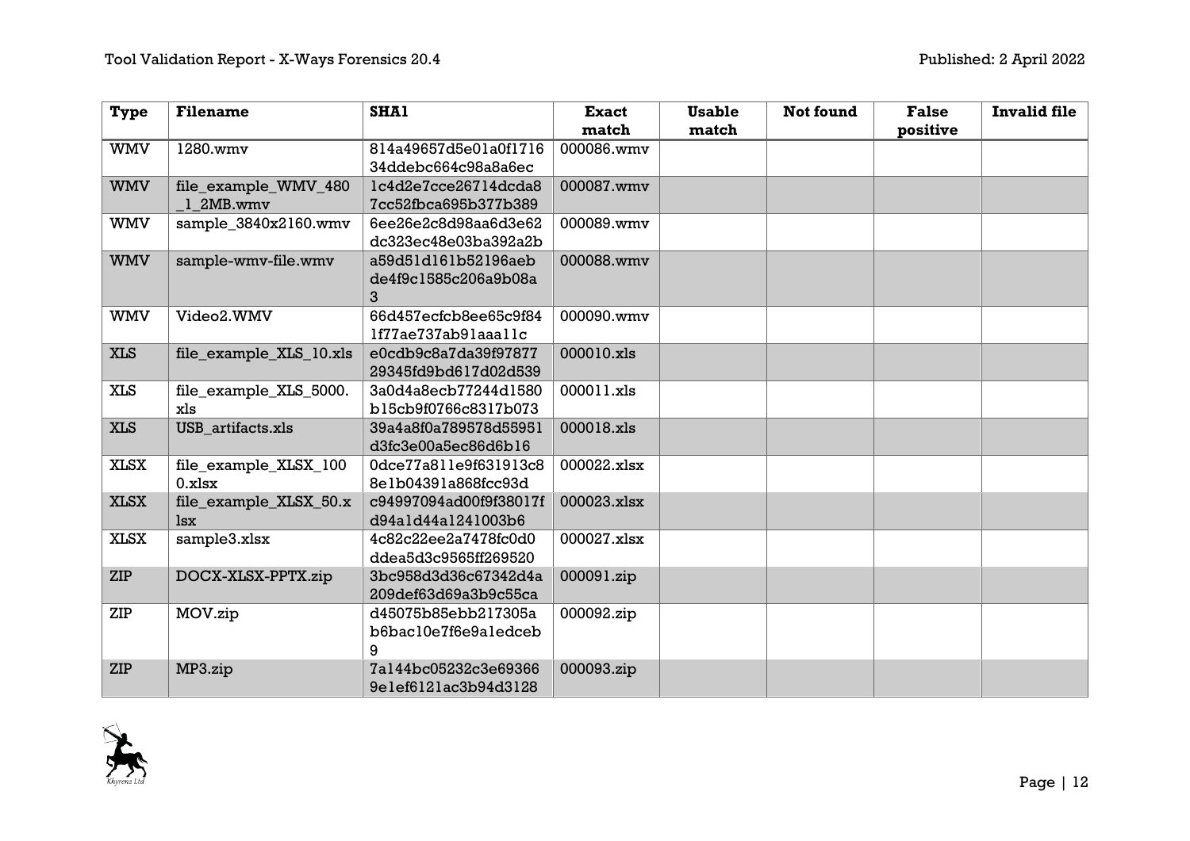| Type | Filename | SHA1 | Exact match | Usable match | Not found | False positive | Invalid file |
|---|---|---|---|---|---|---|---|
| WMV | 1280.wmv | 814a49657d5e01a0f1716 34ddebc664c98a8a6ec | 000086.wmv | | | | |
| WMV | file_example_WMV_480 _1_2MB.wmv | 1c4d2e7cce26714dcda8 7cc52fbca695b377b389 | 000087.wmv | | | | |
| WMV | sample_3840x2160.wmv | 6ee26e2c8d98aa6d3e62 dc323ec48e03ba392a2b | 000089.wmv | | | | |
| WMV | sample-wmv-file.wmv | a59d51d161b52196aeb de4f9c1585c206a9b08a 3 | 000088.wmv | | | | |
| WMV | Video2.WMV | 66d457ecfcb8ee65c9f84 1f77ae737ab91aaa11c | 000090.wmv | | | | |
| XLS | file_example_XLS_10.xls | e0cdb9c8a7da39f97877 29345fd9bd617d02d539 | 000010.xls | | | | |
| XLS | file_example_XLS_5000. xls | 3a0d4a8ecb77244d1580 b15cb9f0766c8317b073 | 000011.xls | | | | |
| XLS | USB_artifacts.xls | 39a4a8f0a789578d55951 d3fc3e00a5ec86d6b16 | 000018.xls | | | | |
| XLSX | file_example_XLSX_100 0.xlsx | 0dce77a811e9f631913c8 8e1b04391a868fcc93d | 000022.xlsx | | | | |
| XLSX | file_example_XLSX_50.x lsx | c94997094ad00f9f38017f d94a1d44a1241003b6 | 000023.xlsx | | | | |
| XLSX | sample3.xlsx | 4c82c22ee2a7478fc0d0 ddea5d3c9565ff269520 | 000027.xlsx | | | | |
| ZIP | DOCX-XLSX-PPTX.zip | 3bc958d3d36c67342d4a 209def63d69a3b9c55ca | 000091.zip | | | | |
| ZIP | MOV.zip | d45075b85ebb217305a b6bac10e7f6e9a1edceb 9 | 000092.zip | | | | |
| ZIP | MP3.zip | 7a144bc05232c3e69366 9e1ef6121ac3b94d3128 | 000093.zip | | | | |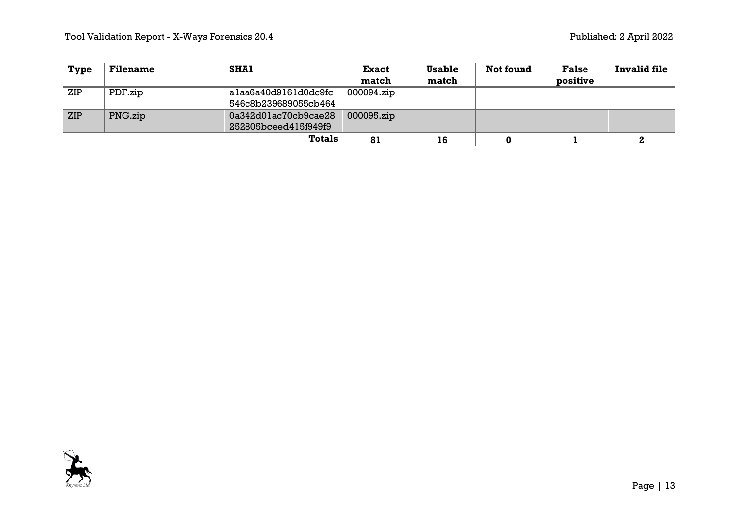| Type | Filename | SHA1 | Exact match | Usable match | Not found | False positive | Invalid file |
|---|---|---|---|---|---|---|---|
| ZIP | PDF.zip | a1aa6a40d9161d0dc9fc546c8b239689055cb464 | 000094.zip | | | | |
| ZIP | PNG.zip | 0a342d01ac70cb9cae28252805bceed415f949f9 | 000095.zip | | | | |
| | | **Totals** | **81** | **16** | **0** | **1** | **2** |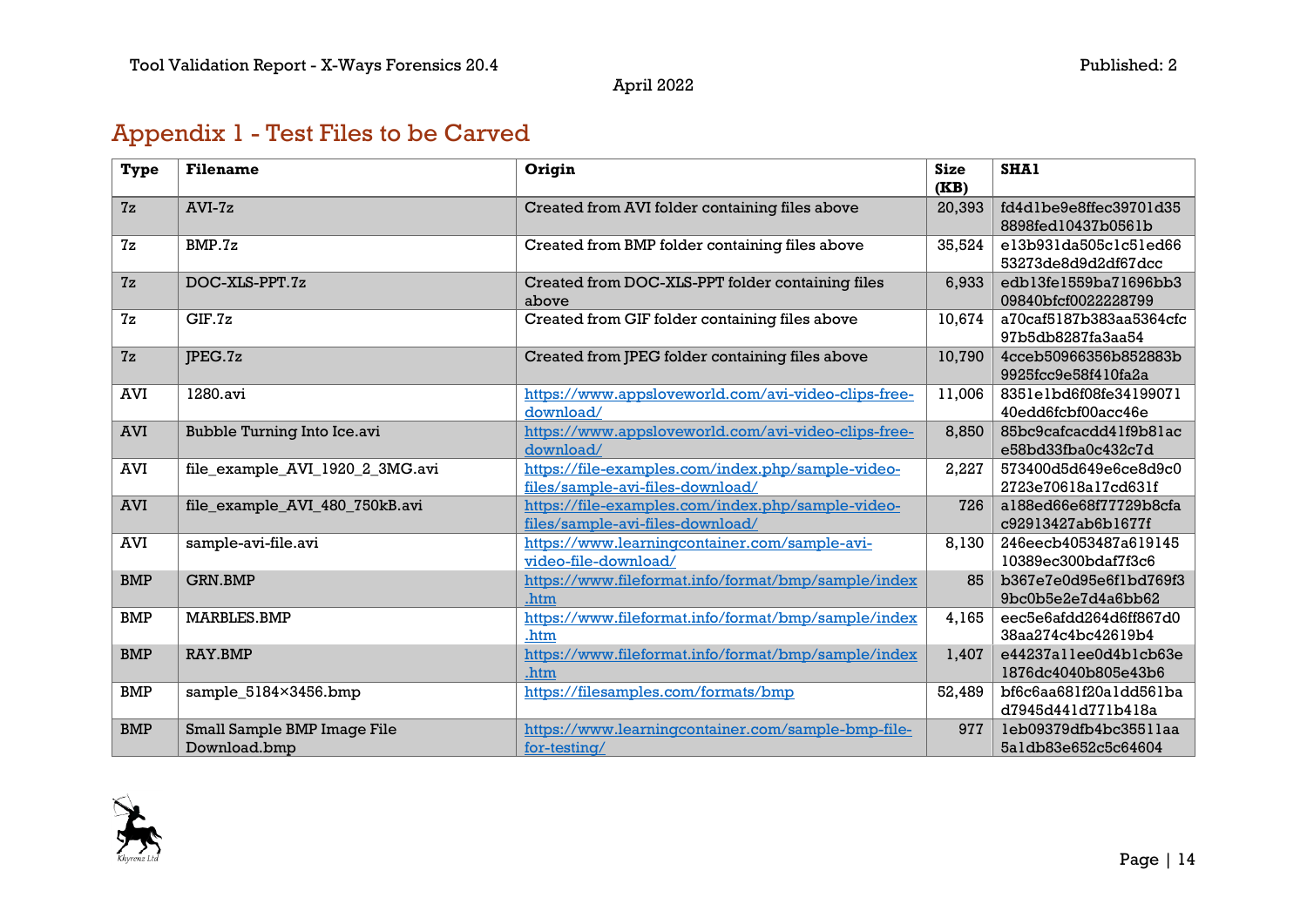# Appendix 1 - Test Files to be Carved

| Type | Filename | Origin | Size (KB) | SHA1 |
|---|---|---|---|---|
| 7z | AVI-7z | Created from AVI folder containing files above | 20,393 | fd4d1be9e8ffec39701d358898fed10437b0561b |
| 7z | BMP.7z | Created from BMP folder containing files above | 35,524 | e13b931da505c1c51ed6653273de8d9d2df67dcc |
| 7z | DOC-XLS-PPT.7z | Created from DOC-XLS-PPT folder containing files above | 6,933 | edb13fe1559ba71696bb309840bfcf0022228799 |
| 7z | GIF.7z | Created from GIF folder containing files above | 10,674 | a70caf5187b383aa5364cfc97b5db8287fa3aa54 |
| 7z | JPEG.7z | Created from JPEG folder containing files above | 10,790 | 4cceb50966356b852883b9925fcc9e58f410fa2a |
| AVI | 1280.avi | https://www.appsloveworld.com/avi-video-clips-free-download/ | 11,006 | 8351e1bd6f08fe3419907140edd6fcbf00acc46e |
| AVI | Bubble Turning Into Ice.avi | https://www.appsloveworld.com/avi-video-clips-free-download/ | 8,850 | 85bc9cafcacdd41f9b81ace58bd33fba0c432c7d |
| AVI | file_example_AVI_1920_2_3MG.avi | https://file-examples.com/index.php/sample-video-files/sample-avi-files-download/ | 2,227 | 573400d5d649e6ce8d9c02723e70618a17cd631f |
| AVI | file_example_AVI_480_750kB.avi | https://file-examples.com/index.php/sample-video-files/sample-avi-files-download/ | 726 | a188ed66e68f77729b8cfac92913427ab6b1677f |
| AVI | sample-avi-file.avi | https://www.learningcontainer.com/sample-avi-video-file-download/ | 8,130 | 246eecb4053487a61914510389ec300bdaf7f3c6 |
| BMP | GRN.BMP | https://www.fileformat.info/format/bmp/sample/index.htm | 85 | b367e7e0d95e6f1bd769f39bc0b5e2e7d4a6bb62 |
| BMP | MARBLES.BMP | https://www.fileformat.info/format/bmp/sample/index.htm | 4,165 | eec5e6afdd264d6ff867d038aa274c4bc42619b4 |
| BMP | RAY.BMP | https://www.fileformat.info/format/bmp/sample/index.htm | 1,407 | e44237a11ee0d4b1cb63e1876dc4040b805e43b6 |
| BMP | sample_5184×3456.bmp | https://filesamples.com/formats/bmp | 52,489 | bf6c6aa681f20a1dd561bad7945d441d771b418a |
| BMP | Small Sample BMP Image File Download.bmp | https://www.learningcontainer.com/sample-bmp-file-for-testing/ | 977 | 1eb09379dfb4bc35511aa5a1db83e652c5c64604 |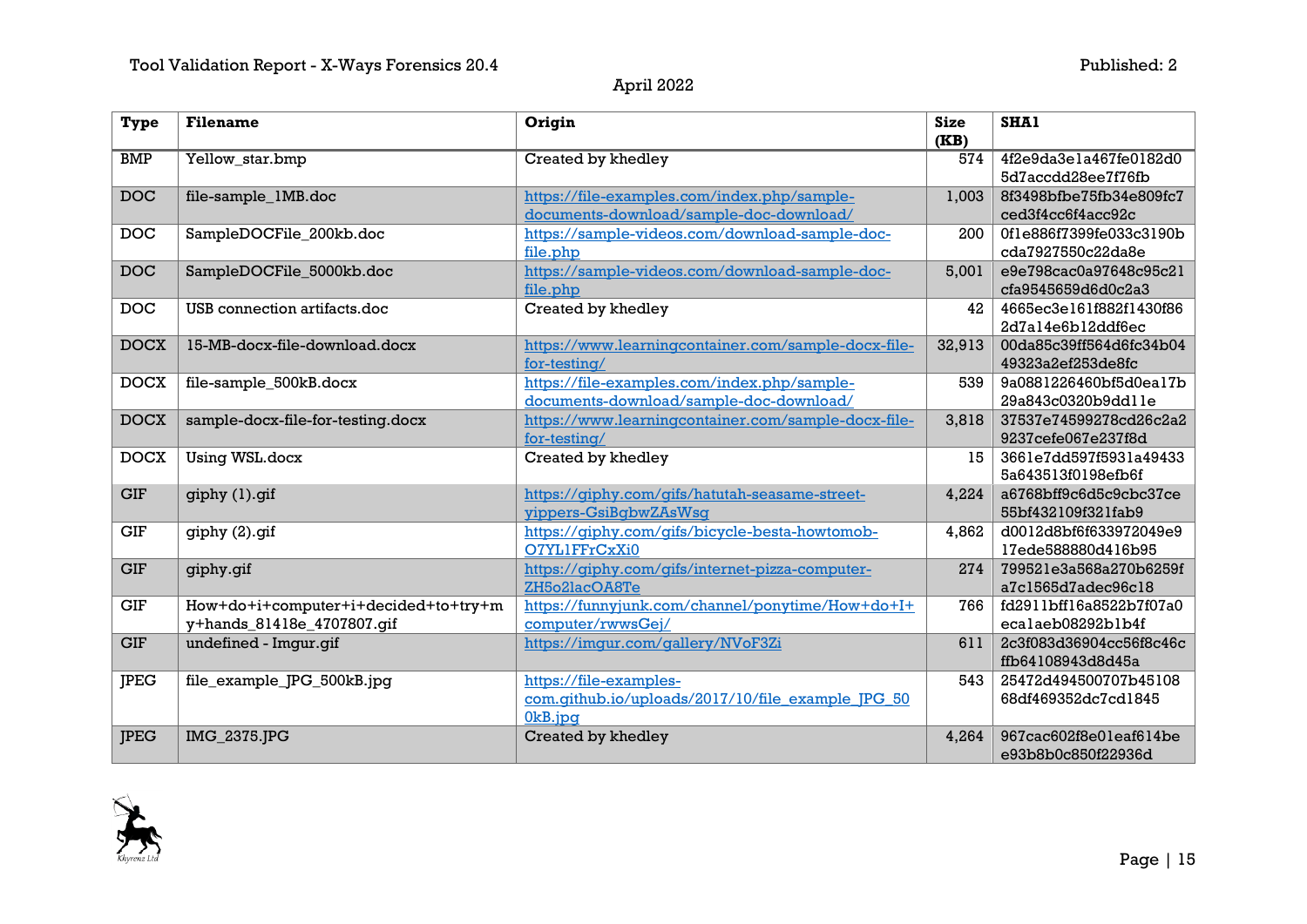| Type | Filename | Origin | Size (KB) | SHA1 |
|---|---|---|---|---|
| BMP | Yellow_star.bmp | Created by khedley | 574 | 4f2e9da3e1a467fe0182d05d7accdd28ee7f76fb |
| DOC | file-sample_1MB.doc | https://file-examples.com/index.php/sample-documents-download/sample-doc-download/ | 1,003 | 8f3498bfbe75fb34e809fc7ced3f4cc6f4acc92c |
| DOC | SampleDOCFile_200kb.doc | https://sample-videos.com/download-sample-doc-file.php | 200 | 0f1e886f7399fe033c3190bcda7927550c22da8e |
| DOC | SampleDOCFile_5000kb.doc | https://sample-videos.com/download-sample-doc-file.php | 5,001 | e9e798cac0a97648c95c21cfa9545659d6d0c2a3 |
| DOC | USB connection artifacts.doc | Created by khedley | 42 | 4665ec3e161f882f1430f862d7a14e6b12ddf6ec |
| DOCX | 15-MB-docx-file-download.docx | https://www.learningcontainer.com/sample-docx-file-for-testing/ | 32,913 | 00da85c39ff564d6fc34b0449323a2ef253de8fc |
| DOCX | file-sample_500kB.docx | https://file-examples.com/index.php/sample-documents-download/sample-doc-download/ | 539 | 9a0881226460bf5d0ea17b29a843c0320b9dd11e |
| DOCX | sample-docx-file-for-testing.docx | https://www.learningcontainer.com/sample-docx-file-for-testing/ | 3,818 | 37537e74599278cd26c2a29237cefe067e237f8d |
| DOCX | Using WSL.docx | Created by khedley | 15 | 3661e7dd597f5931a494335a643513f0198efb6f |
| GIF | giphy (1).gif | https://giphy.com/gifs/hatutah-seasame-street-yippers-GsiBgbwZAsWsg | 4,224 | a6768bff9c6d5c9cbc37ce55bf432109f321fab9 |
| GIF | giphy (2).gif | https://giphy.com/gifs/bicycle-besta-howtomob-O7YL1FFrCxXi0 | 4,862 | d0012d8bf6f633972049e917ede588880d416b95 |
| GIF | giphy.gif | https://giphy.com/gifs/internet-pizza-computer-ZH5o2lacOA8Te | 274 | 799521e3a568a270b6259fa7c1565d7adec96c18 |
| GIF | How+do+i+computer+i+decided+to+try+my+hands_81418e_4707807.gif | https://funnyjunk.com/channel/ponytime/How+do+I+computer/rwwsGej/ | 766 | fd2911bff16a8522b7f07a0eca1aeb08292b1b4f |
| GIF | undefined - Imgur.gif | https://imgur.com/gallery/NVoF3Zi | 611 | 2c3f083d36904cc56f8c46cffb64108943d8d45a |
| JPEG | file_example_JPG_500kB.jpg | https://file-examples-com.github.io/uploads/2017/10/file_example_JPG_500kB.jpg | 543 | 25472d494500707b4510868df469352dc7cd1845 |
| JPEG | IMG_2375.JPG | Created by khedley | 4,264 | 967cac602f8e01eaf614bee93b8b0c850f22936d |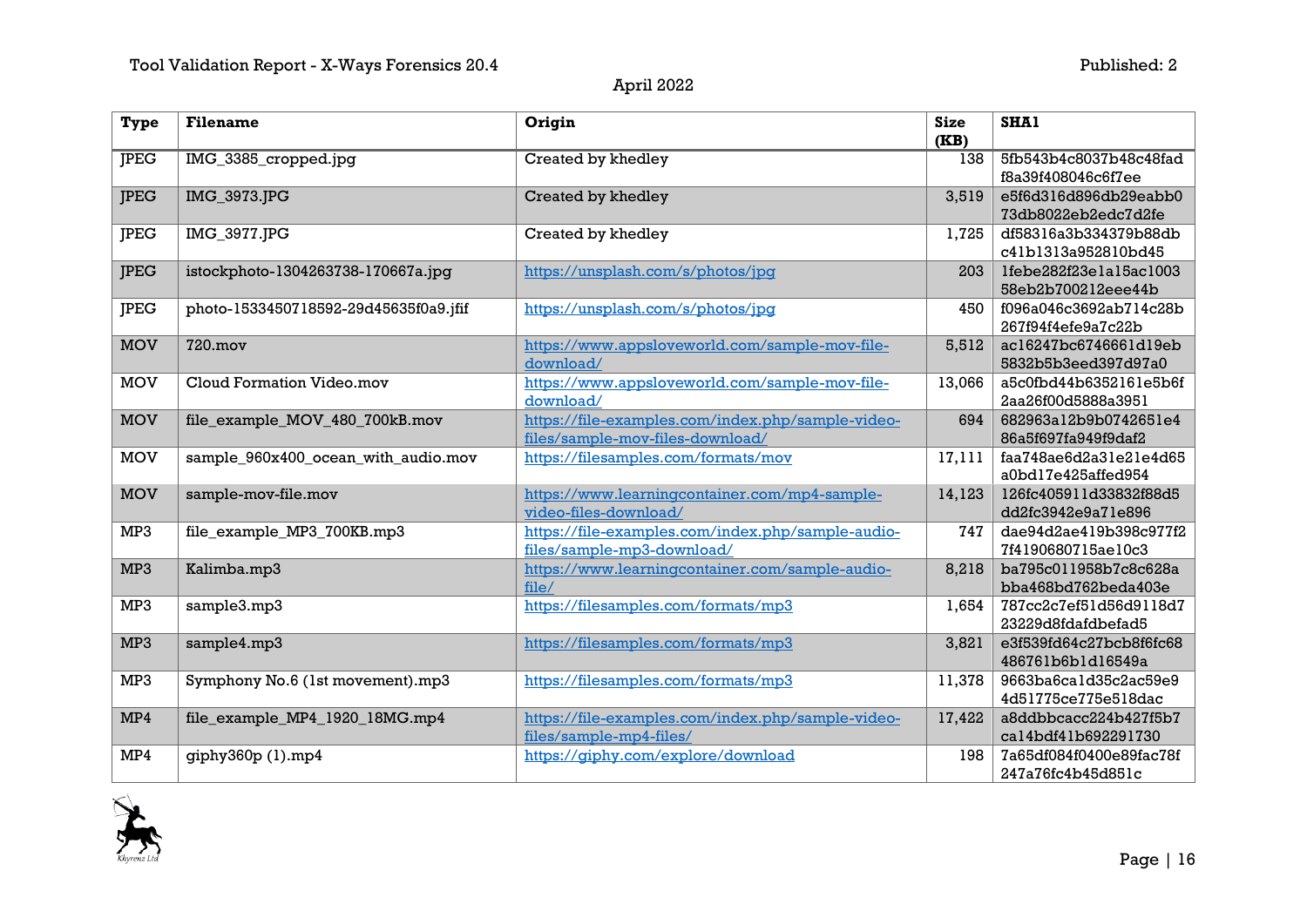| Type | Filename | Origin | Size (KB) | SHA1 |
|---|---|---|---|---|
| JPEG | IMG_3385_cropped.jpg | Created by khedley | 138 | 5fb543b4c8037b48c48fad f8a39f408046c6f7ee |
| JPEG | IMG_3973.JPG | Created by khedley | 3,519 | e5f6d316d896db29eabb0 73db8022eb2edc7d2fe |
| JPEG | IMG_3977.JPG | Created by khedley | 1,725 | df58316a3b334379b88db c41b1313a952810bd45 |
| JPEG | istockphoto-1304263738-170667a.jpg | https://unsplash.com/s/photos/jpg | 203 | 1febe282f23e1a15ac1003 58eb2b700212eee44b |
| JPEG | photo-1533450718592-29d45635f0a9.jfif | https://unsplash.com/s/photos/jpg | 450 | f096a046c3692ab714c28b 267f94f4efe9a7c22b |
| MOV | 720.mov | https://www.appsloveworld.com/sample-mov-file-download/ | 5,512 | ac16247bc6746661d19eb 5832b5b3eed397d97a0 |
| MOV | Cloud Formation Video.mov | https://www.appsloveworld.com/sample-mov-file-download/ | 13,066 | a5c0fbd44b6352161e5b6f 2aa26f00d5888a3951 |
| MOV | file_example_MOV_480_700kB.mov | https://file-examples.com/index.php/sample-video-files/sample-mov-files-download/ | 694 | 682963a12b9b0742651e4 86a5f697fa949f9daf2 |
| MOV | sample_960x400_ocean_with_audio.mov | https://filesamples.com/formats/mov | 17,111 | faa748ae6d2a31e21e4d65 a0bd17e425affed954 |
| MOV | sample-mov-file.mov | https://www.learningcontainer.com/mp4-sample-video-files-download/ | 14,123 | 126fc405911d33832f88d5 dd2fc3942e9a71e896 |
| MP3 | file_example_MP3_700KB.mp3 | https://file-examples.com/index.php/sample-audio-files/sample-mp3-download/ | 747 | dae94d2ae419b398c977f2 7f4190680715ae10c3 |
| MP3 | Kalimba.mp3 | https://www.learningcontainer.com/sample-audio-file/ | 8,218 | ba795c011958b7c8c628a bba468bd762beda403e |
| MP3 | sample3.mp3 | https://filesamples.com/formats/mp3 | 1,654 | 787cc2c7ef51d56d9118d7 23229d8fdafdbefad5 |
| MP3 | sample4.mp3 | https://filesamples.com/formats/mp3 | 3,821 | e3f539fd64c27bcb8f6fc68 486761b6b1d16549a |
| MP3 | Symphony No.6 (1st movement).mp3 | https://filesamples.com/formats/mp3 | 11,378 | 9663ba6ca1d35c2ac59e9 4d51775ce775e518dac |
| MP4 | file_example_MP4_1920_18MG.mp4 | https://file-examples.com/index.php/sample-video-files/sample-mp4-files/ | 17,422 | a8ddbbcacc224b427f5b7 ca14bdf41b692291730 |
| MP4 | giphy360p (1).mp4 | https://giphy.com/explore/download | 198 | 7a65df084f0400e89fac78f 247a76fc4b45d851c |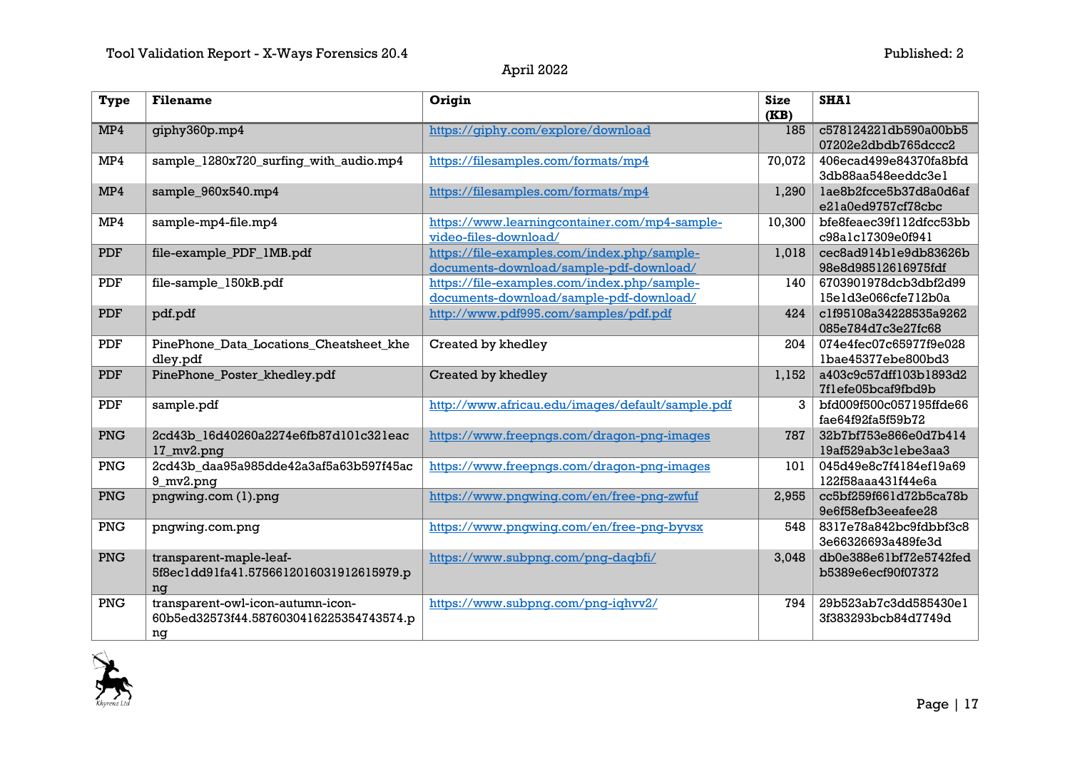| Type | Filename | Origin | Size (KB) | SHA1 |
|---|---|---|---|---|
| MP4 | giphy360p.mp4 | https://giphy.com/explore/download | 185 | c578124221db590a00bb507202e2dbdb765dccc2 |
| MP4 | sample_1280x720_surfing_with_audio.mp4 | https://filesamples.com/formats/mp4 | 70,072 | 406ecad499e84370fa8bfd3db88aa548eeddc3e1 |
| MP4 | sample_960x540.mp4 | https://filesamples.com/formats/mp4 | 1,290 | 1ae8b2fcce5b37d8a0d6afe21a0ed9757cf78cbc |
| MP4 | sample-mp4-file.mp4 | https://www.learningcontainer.com/mp4-sample-video-files-download/ | 10,300 | bfe8feaec39f112dfcc53bbc98a1c17309e0f941 |
| PDF | file-example_PDF_1MB.pdf | https://file-examples.com/index.php/sample-documents-download/sample-pdf-download/ | 1,018 | cec8ad914b1e9db83626b98e8d98512616975fdf |
| PDF | file-sample_150kB.pdf | https://file-examples.com/index.php/sample-documents-download/sample-pdf-download/ | 140 | 6703901978dcb3dbf2d9915e1d3e066cfe712b0a |
| PDF | pdf.pdf | http://www.pdf995.com/samples/pdf.pdf | 424 | c1f95108a34228535a9262085e784d7c3e27fc68 |
| PDF | PinePhone_Data_Locations_Cheatsheet_khedley.pdf | Created by khedley | 204 | 074e4fec07c65977f9e0281bae45377ebe800bd3 |
| PDF | PinePhone_Poster_khedley.pdf | Created by khedley | 1,152 | a403c9c57dff103b1893d27f1efe05bcaf9fbd9b |
| PDF | sample.pdf | http://www.africau.edu/images/default/sample.pdf | 3 | bfd009f500c057195ffde66fae64f92fa5f59b72 |
| PNG | 2cd43b_16d40260a2274e6fb87d101c321eac17_mv2.png | https://www.freepngs.com/dragon-png-images | 787 | 32b7bf753e866e0d7b41419af529ab3c1ebe3aa3 |
| PNG | 2cd43b_daa95a985dde42a3af5a63b597f45ac9_mv2.png | https://www.freepngs.com/dragon-png-images | 101 | 045d49e8c7f4184ef19a69122f58aaa431f44e6a |
| PNG | pngwing.com (1).png | https://www.pngwing.com/en/free-png-zwfuf | 2,955 | cc5bf259f661d72b5ca78b9e6f58efb3eeafee28 |
| PNG | pngwing.com.png | https://www.pngwing.com/en/free-png-byvsx | 548 | 8317e78a842bc9fdbbf3c83e66326693a489fe3d |
| PNG | transparent-maple-leaf-5f8ec1dd91fa41.5756612016031912615979.png | https://www.subpng.com/png-daqbfi/ | 3,048 | db0e388e61bf72e5742fedb5389e6ecf90f07372 |
| PNG | transparent-owl-icon-autumn-icon-60b5ed32573f44.5876030416225354743574.png | https://www.subpng.com/png-iqhvv2/ | 794 | 29b523ab7c3dd585430e13f383293bcb84d7749d |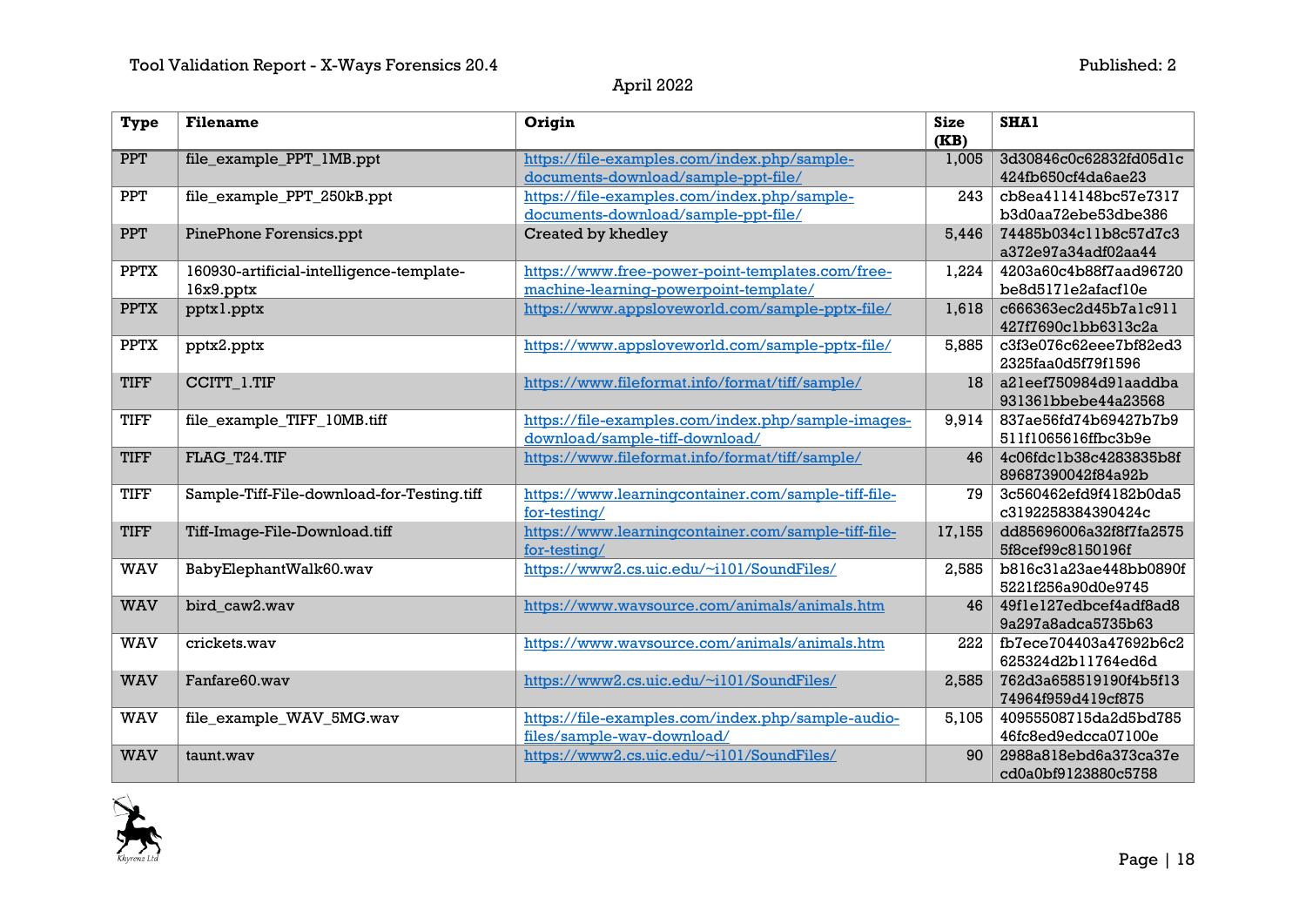| Type | Filename | Origin | Size (KB) | SHA1 |
|---|---|---|---|---|
| PPT | file_example_PPT_1MB.ppt | https://file-examples.com/index.php/sample-documents-download/sample-ppt-file/ | 1,005 | 3d30846c0c62832fd05d1c424fb650cf4da6ae23 |
| PPT | file_example_PPT_250kB.ppt | https://file-examples.com/index.php/sample-documents-download/sample-ppt-file/ | 243 | cb8ea4114148bc57e7317b3d0aa72ebe53dbe386 |
| PPT | PinePhone Forensics.ppt | Created by khedley | 5,446 | 74485b034c11b8c57d7c3a372e97a34adf02aa44 |
| PPTX | 160930-artificial-intelligence-template-16x9.pptx | https://www.free-power-point-templates.com/free-machine-learning-powerpoint-template/ | 1,224 | 4203a60c4b88f7aad96720be8d5171e2afacf10e |
| PPTX | pptx1.pptx | https://www.appsloveworld.com/sample-pptx-file/ | 1,618 | c666363ec2d45b7a1c911427f7690c1bb6313c2a |
| PPTX | pptx2.pptx | https://www.appsloveworld.com/sample-pptx-file/ | 5,885 | c3f3e076c62eee7bf82ed32325faa0d5f79f1596 |
| TIFF | CCITT_1.TIF | https://www.fileformat.info/format/tiff/sample/ | 18 | a21eef750984d91aaddba931361bbebe44a23568 |
| TIFF | file_example_TIFF_10MB.tiff | https://file-examples.com/index.php/sample-images-download/sample-tiff-download/ | 9,914 | 837ae56fd74b69427b7b9511f1065616ffbc3b9e |
| TIFF | FLAG_T24.TIF | https://www.fileformat.info/format/tiff/sample/ | 46 | 4c06fdc1b38c4283835b8f89687390042f84a92b |
| TIFF | Sample-Tiff-File-download-for-Testing.tiff | https://www.learningcontainer.com/sample-tiff-file-for-testing/ | 79 | 3c560462efd9f4182b0da5c3192258384390424c |
| TIFF | Tiff-Image-File-Download.tiff | https://www.learningcontainer.com/sample-tiff-file-for-testing/ | 17,155 | dd85696006a32f8f7fa25755f8cef99c8150196f |
| WAV | BabyElephantWalk60.wav | https://www2.cs.uic.edu/~i101/SoundFiles/ | 2,585 | b816c31a23ae448bb0890f5221f256a90d0e9745 |
| WAV | bird_caw2.wav | https://www.wavsource.com/animals/animals.htm | 46 | 49f1e127edbcef4adf8ad89a297a8adca5735b63 |
| WAV | crickets.wav | https://www.wavsource.com/animals/animals.htm | 222 | fb7ece704403a47692b6c2625324d2b11764ed6d |
| WAV | Fanfare60.wav | https://www2.cs.uic.edu/~i101/SoundFiles/ | 2,585 | 762d3a658519190f4b5f1374964f959d419cf875 |
| WAV | file_example_WAV_5MG.wav | https://file-examples.com/index.php/sample-audio-files/sample-wav-download/ | 5,105 | 40955508715da2d5bd78546fc8ed9edcca07100e |
| WAV | taunt.wav | https://www2.cs.uic.edu/~i101/SoundFiles/ | 90 | 2988a818ebd6a373ca37ecd0a0bf9123880c5758 |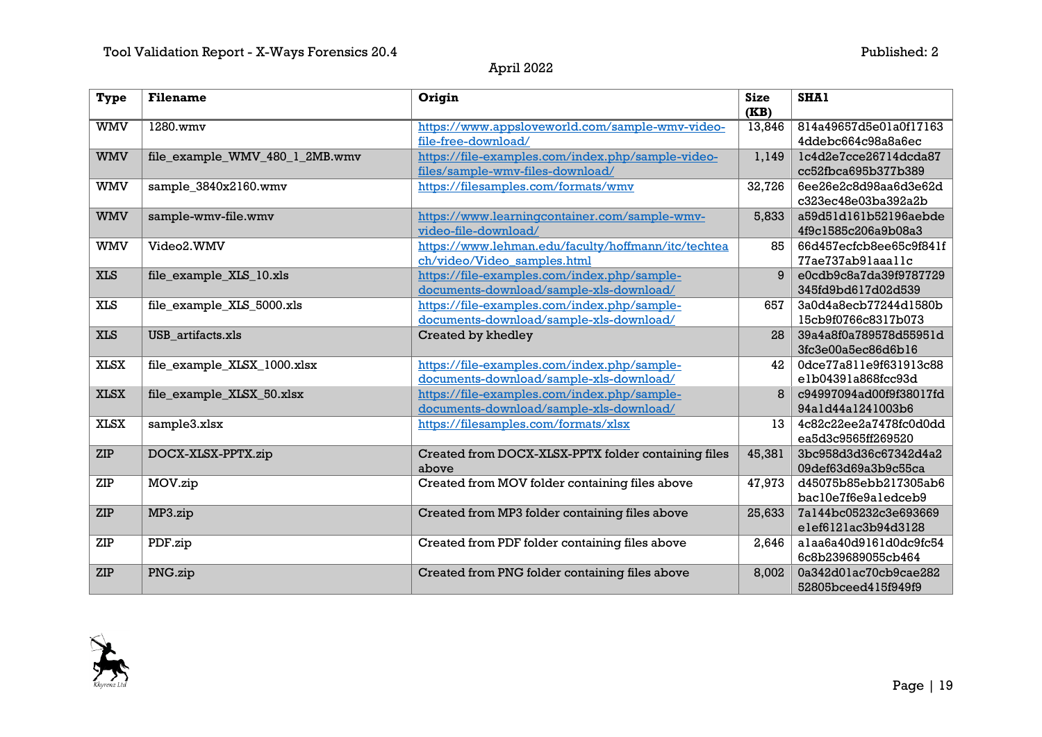| Type | Filename | Origin | Size (KB) | SHA1 |
|---|---|---|---|---|
| WMV | 1280.wmv | https://www.appsloveworld.com/sample-wmv-video-file-free-download/ | 13,846 | 814a49657d5e01a0f17163 4ddebc664c98a8a6ec |
| WMV | file_example_WMV_480_1_2MB.wmv | https://file-examples.com/index.php/sample-video-files/sample-wmv-files-download/ | 1,149 | 1c4d2e7cce26714dcda87 cc52fbca695b377b389 |
| WMV | sample_3840x2160.wmv | https://filesamples.com/formats/wmv | 32,726 | 6ee26e2c8d98aa6d3e62d c323ec48e03ba392a2b |
| WMV | sample-wmv-file.wmv | https://www.learningcontainer.com/sample-wmv-video-file-download/ | 5,833 | a59d51d161b52196aebde 4f9c1585c206a9b08a3 |
| WMV | Video2.WMV | https://www.lehman.edu/faculty/hoffmann/itc/techteach/video/Video_samples.html | 85 | 66d457ecfcb8ee65c9f841f 77ae737ab91aaa11c |
| XLS | file_example_XLS_10.xls | https://file-examples.com/index.php/sample-documents-download/sample-xls-download/ | 9 | e0cdb9c8a7da39f9787729 345fd9bd617d02d539 |
| XLS | file_example_XLS_5000.xls | https://file-examples.com/index.php/sample-documents-download/sample-xls-download/ | 657 | 3a0d4a8ecb77244d1580b 15cb9f0766c8317b073 |
| XLS | USB_artifacts.xls | Created by khedley | 28 | 39a4a8f0a789578d55951d 3fc3e00a5ec86d6b16 |
| XLSX | file_example_XLSX_1000.xlsx | https://file-examples.com/index.php/sample-documents-download/sample-xls-download/ | 42 | 0dce77a811e9f631913c88 e1b04391a868fcc93d |
| XLSX | file_example_XLSX_50.xlsx | https://file-examples.com/index.php/sample-documents-download/sample-xls-download/ | 8 | c94997094ad00f9f38017fd 94a1d44a1241003b6 |
| XLSX | sample3.xlsx | https://filesamples.com/formats/xlsx | 13 | 4c82c22ee2a7478fc0d0dd ea5d3c9565ff269520 |
| ZIP | DOCX-XLSX-PPTX.zip | Created from DOCX-XLSX-PPTX folder containing files above | 45,381 | 3bc958d3d36c67342d4a2 09def63d69a3b9c55ca |
| ZIP | MOV.zip | Created from MOV folder containing files above | 47,973 | d45075b85ebb217305ab6 bac10e7f6e9a1edceb9 |
| ZIP | MP3.zip | Created from MP3 folder containing files above | 25,633 | 7a144bc05232c3e693669 e1ef6121ac3b94d3128 |
| ZIP | PDF.zip | Created from PDF folder containing files above | 2,646 | a1aa6a40d9161d0dc9fc54 6c8b239689055cb464 |
| ZIP | PNG.zip | Created from PNG folder containing files above | 8,002 | 0a342d01ac70cb9cae282 52805bceed415f949f9 |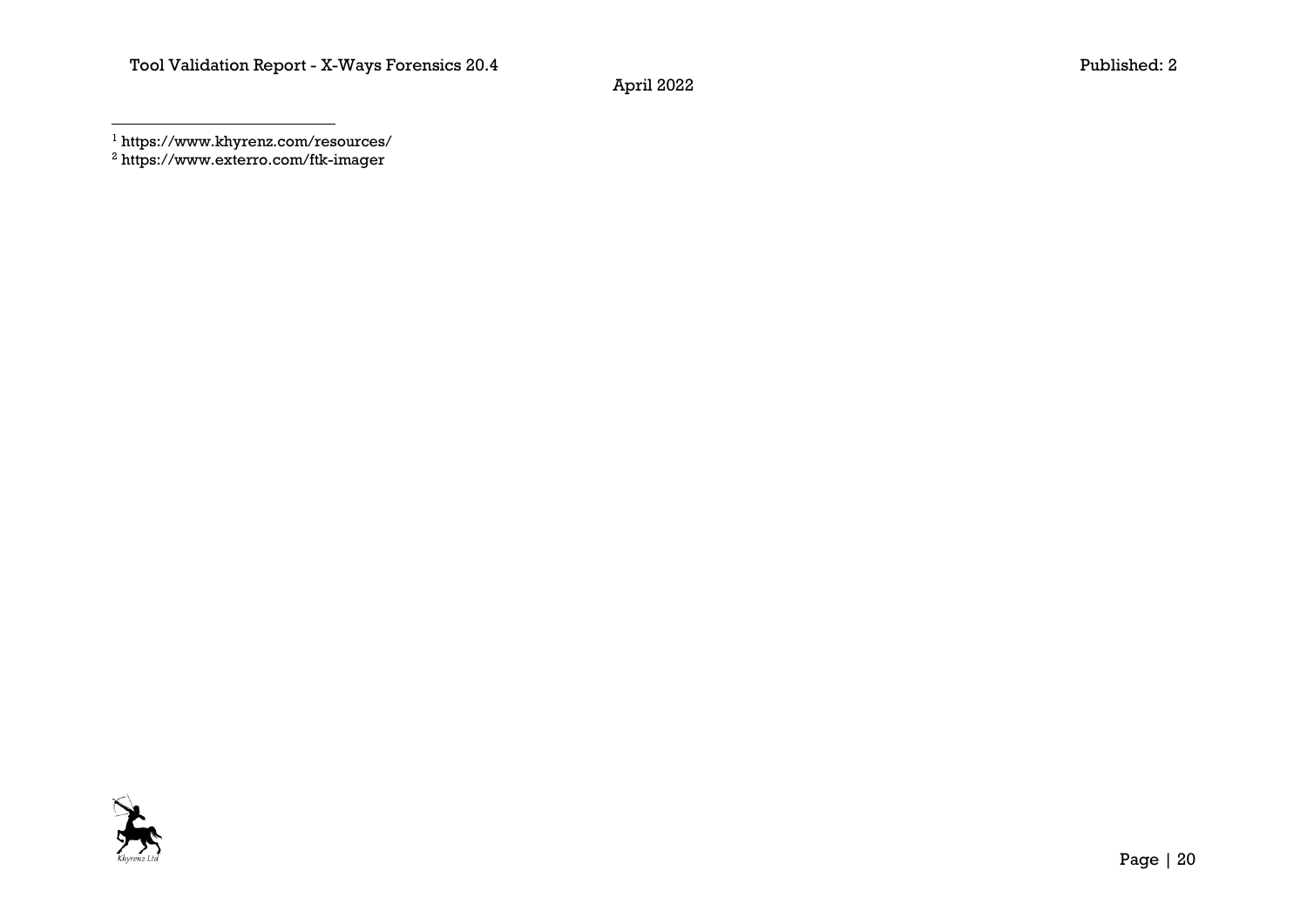[1] https://www.khyrenz.com/resources/

[2] https://www.exterro.com/ftk-imager